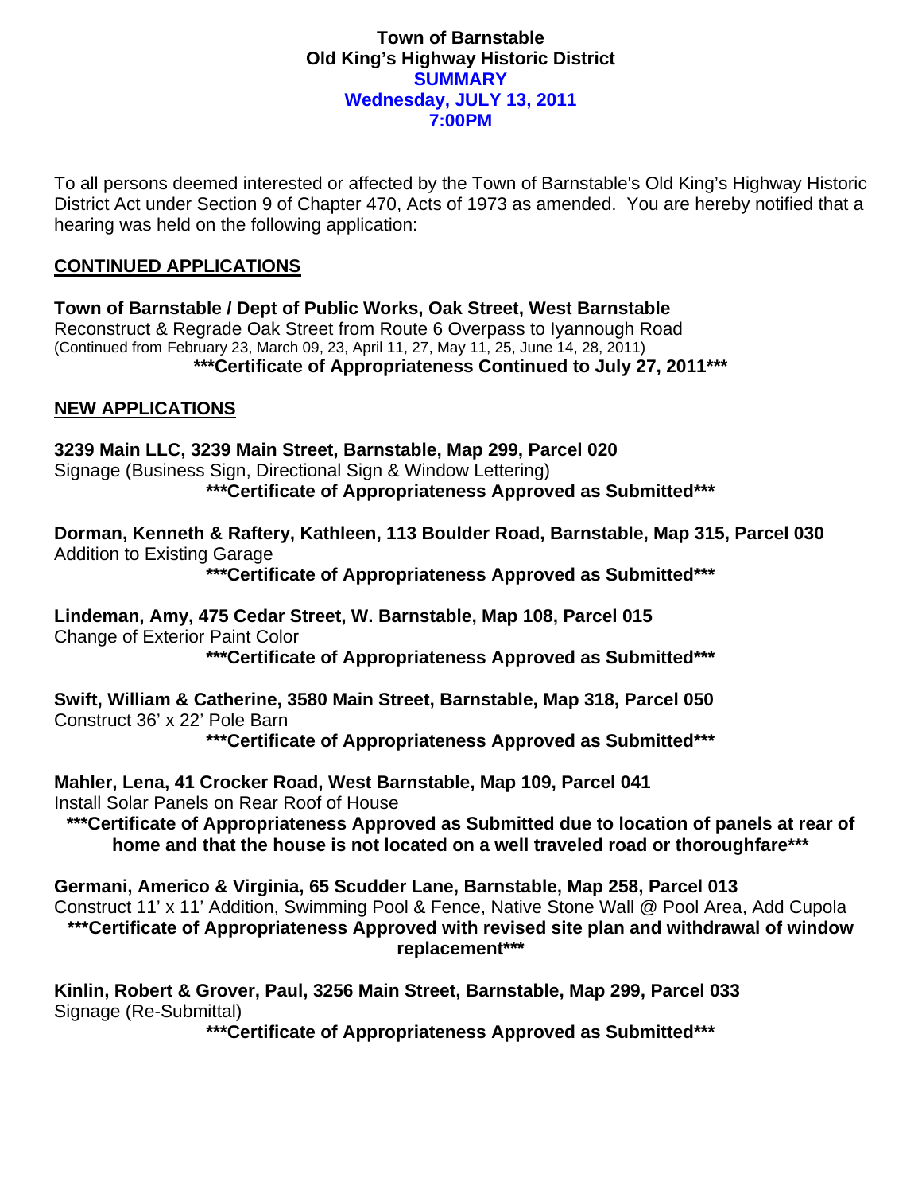# Town of Barnstable
## Old King's Highway Historic District
## SUMMARY
## Wednesday, JULY 13, 2011
## 7:00PM

To all persons deemed interested or affected by the Town of Barnstable's Old King's Highway Historic District Act under Section 9 of Chapter 470, Acts of 1973 as amended. You are hereby notified that a hearing was held on the following application:

## CONTINUED APPLICATIONS

**Town of Barnstable / Dept of Public Works, Oak Street, West Barnstable**
Reconstruct & Regrade Oak Street from Route 6 Overpass to Iyannough Road
(Continued from February 23, March 09, 23, April 11, 27, May 11, 25, June 14, 28, 2011)
**\*\*\*Certificate of Appropriateness Continued to July 27, 2011\*\*\***

## NEW APPLICATIONS

**3239 Main LLC, 3239 Main Street, Barnstable, Map 299, Parcel 020**
Signage (Business Sign, Directional Sign & Window Lettering)
**\*\*\*Certificate of Appropriateness Approved as Submitted\*\*\***

**Dorman, Kenneth & Raftery, Kathleen, 113 Boulder Road, Barnstable, Map 315, Parcel 030**
Addition to Existing Garage
**\*\*\*Certificate of Appropriateness Approved as Submitted\*\*\***

**Lindeman, Amy, 475 Cedar Street, W. Barnstable, Map 108, Parcel 015**
Change of Exterior Paint Color
**\*\*\*Certificate of Appropriateness Approved as Submitted\*\*\***

**Swift, William & Catherine, 3580 Main Street, Barnstable, Map 318, Parcel 050**
Construct 36' x 22' Pole Barn
**\*\*\*Certificate of Appropriateness Approved as Submitted\*\*\***

**Mahler, Lena, 41 Crocker Road, West Barnstable, Map 109, Parcel 041**
Install Solar Panels on Rear Roof of House
**\*\*\*Certificate of Appropriateness Approved as Submitted due to location of panels at rear of home and that the house is not located on a well traveled road or thoroughfare\*\*\***

**Germani, Americo & Virginia, 65 Scudder Lane, Barnstable, Map 258, Parcel 013**
Construct 11' x 11' Addition, Swimming Pool & Fence, Native Stone Wall @ Pool Area, Add Cupola
**\*\*\*Certificate of Appropriateness Approved with revised site plan and withdrawal of window replacement\*\*\***

**Kinlin, Robert & Grover, Paul, 3256 Main Street, Barnstable, Map 299, Parcel 033**
Signage (Re-Submittal)
**\*\*\*Certificate of Appropriateness Approved as Submitted\*\*\***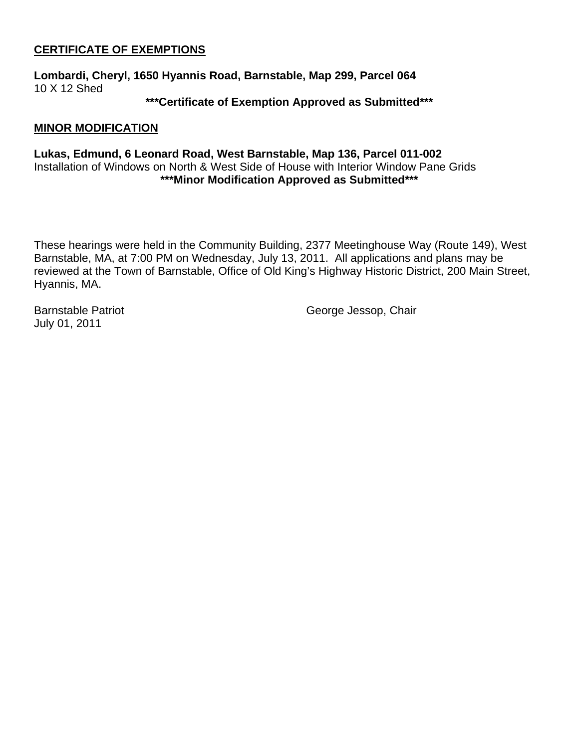**CERTIFICATE OF EXEMPTIONS**

**Lombardi, Cheryl, 1650 Hyannis Road, Barnstable, Map 299, Parcel 064**
10 X 12 Shed

**\*\*\*Certificate of Exemption Approved as Submitted\*\*\***

**MINOR MODIFICATION**

**Lukas, Edmund, 6 Leonard Road, West Barnstable, Map 136, Parcel 011-002**
Installation of Windows on North & West Side of House with Interior Window Pane Grids

**\*\*\*Minor Modification Approved as Submitted\*\*\***

These hearings were held in the Community Building, 2377 Meetinghouse Way (Route 149), West Barnstable, MA, at 7:00 PM on Wednesday, July 13, 2011. All applications and plans may be reviewed at the Town of Barnstable, Office of Old King's Highway Historic District, 200 Main Street, Hyannis, MA.

Barnstable Patriot
July 01, 2011

George Jessop, Chair